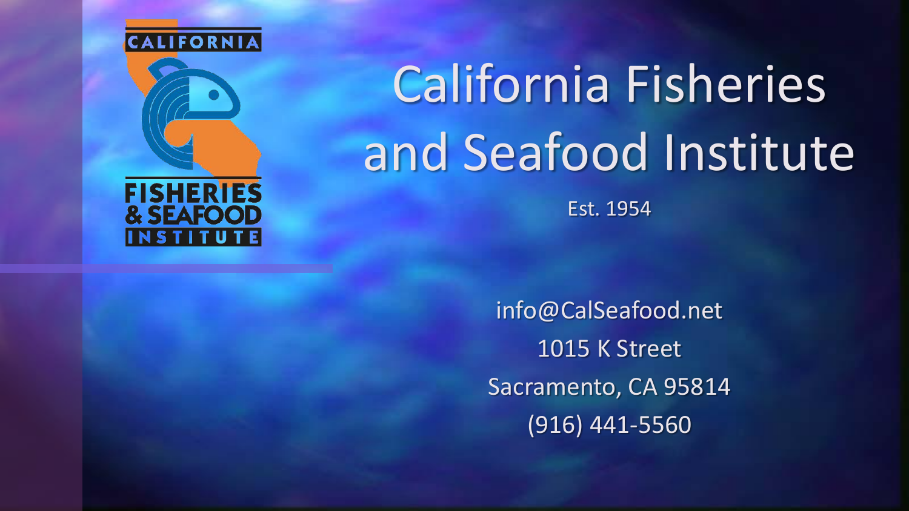# California Fisheries and Seafood Institute

Est. 1954

info@CalSeafood.net

1015 K Street

Sacramento, CA 95814

(916) 441-5560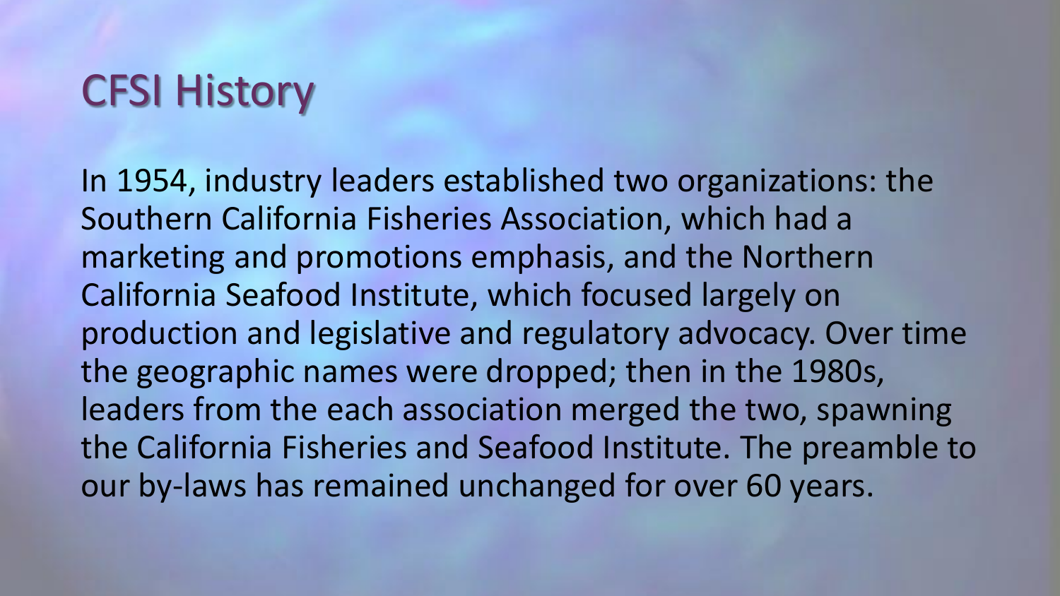# CFSI History

In 1954, industry leaders established two organizations: the Southern California Fisheries Association, which had a marketing and promotions emphasis, and the Northern California Seafood Institute, which focused largely on production and legislative and regulatory advocacy. Over time the geographic names were dropped; then in the 1980s, leaders from the each association merged the two, spawning the California Fisheries and Seafood Institute. The preamble to our by-laws has remained unchanged for over 60 years.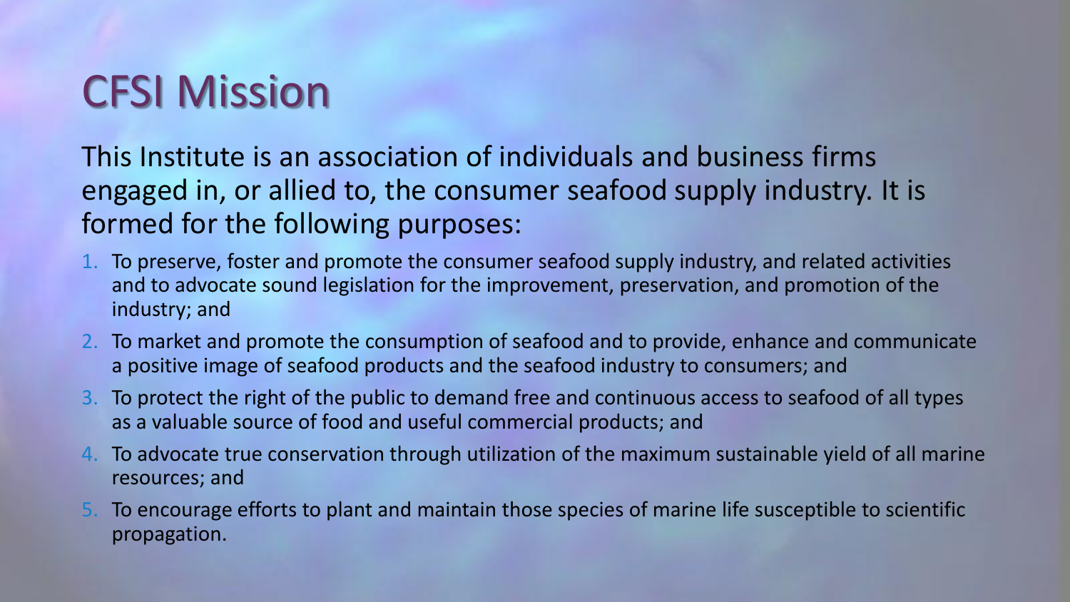# CFSI Mission

This Institute is an association of individuals and business firms engaged in, or allied to, the consumer seafood supply industry. It is formed for the following purposes:

1. To preserve, foster and promote the consumer seafood supply industry, and related activities and to advocate sound legislation for the improvement, preservation, and promotion of the industry; and
2. To market and promote the consumption of seafood and to provide, enhance and communicate a positive image of seafood products and the seafood industry to consumers; and
3. To protect the right of the public to demand free and continuous access to seafood of all types as a valuable source of food and useful commercial products; and
4. To advocate true conservation through utilization of the maximum sustainable yield of all marine resources; and
5. To encourage efforts to plant and maintain those species of marine life susceptible to scientific propagation.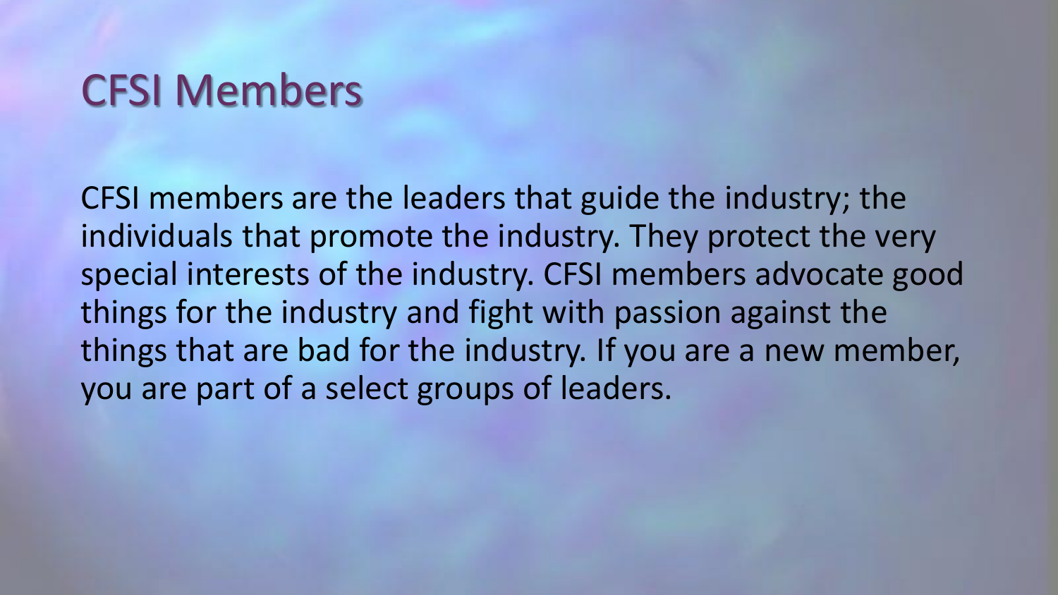# CFSI Members

CFSI members are the leaders that guide the industry; the individuals that promote the industry. They protect the very special interests of the industry. CFSI members advocate good things for the industry and fight with passion against the things that are bad for the industry. If you are a new member, you are part of a select groups of leaders.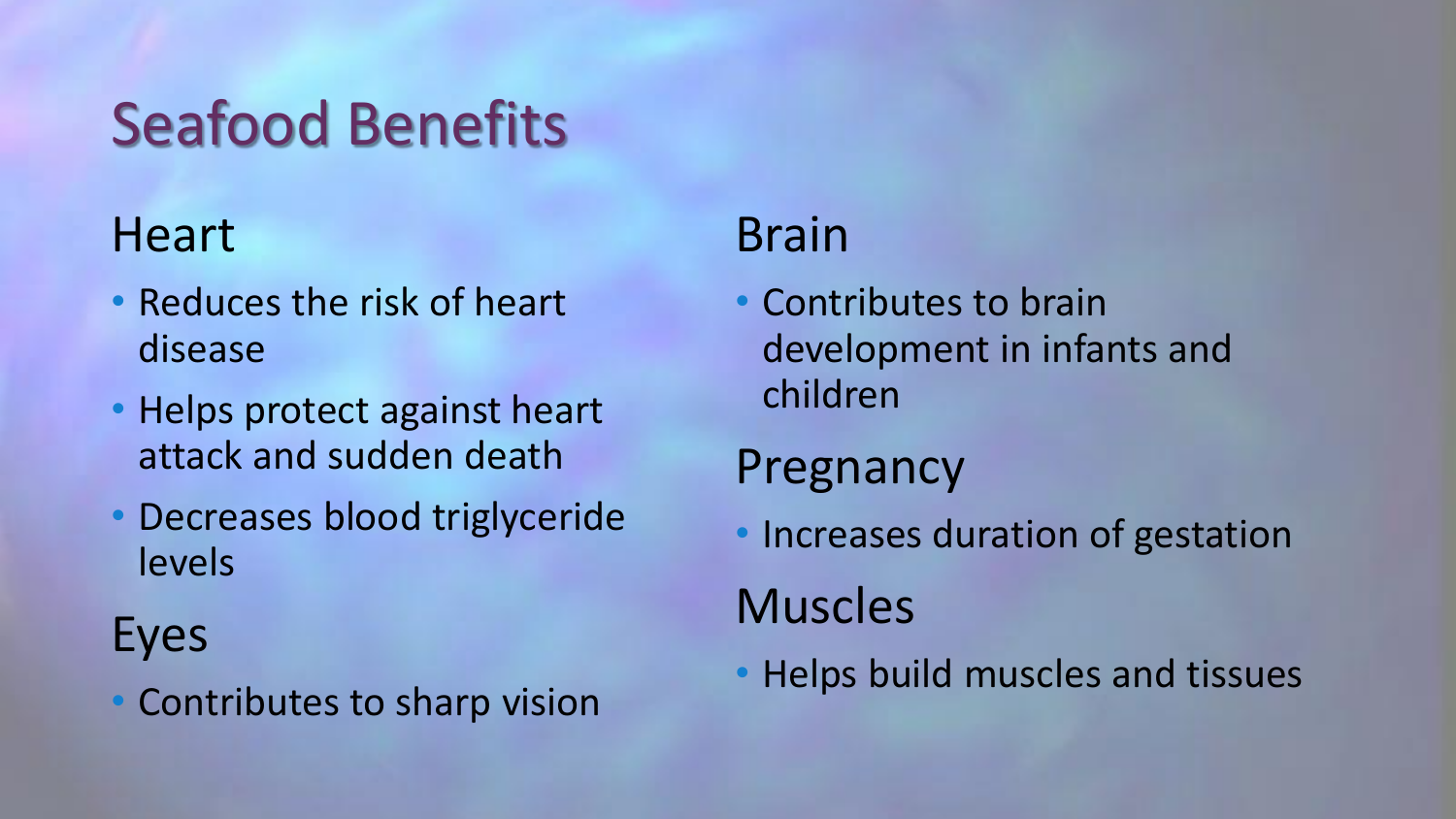# Seafood Benefits

## Heart

- Reduces the risk of heart disease
- Helps protect against heart attack and sudden death
- Decreases blood triglyceride levels

## Eyes

- Contributes to sharp vision

## Brain

- Contributes to brain development in infants and children

## Pregnancy

- Increases duration of gestation

## Muscles

- Helps build muscles and tissues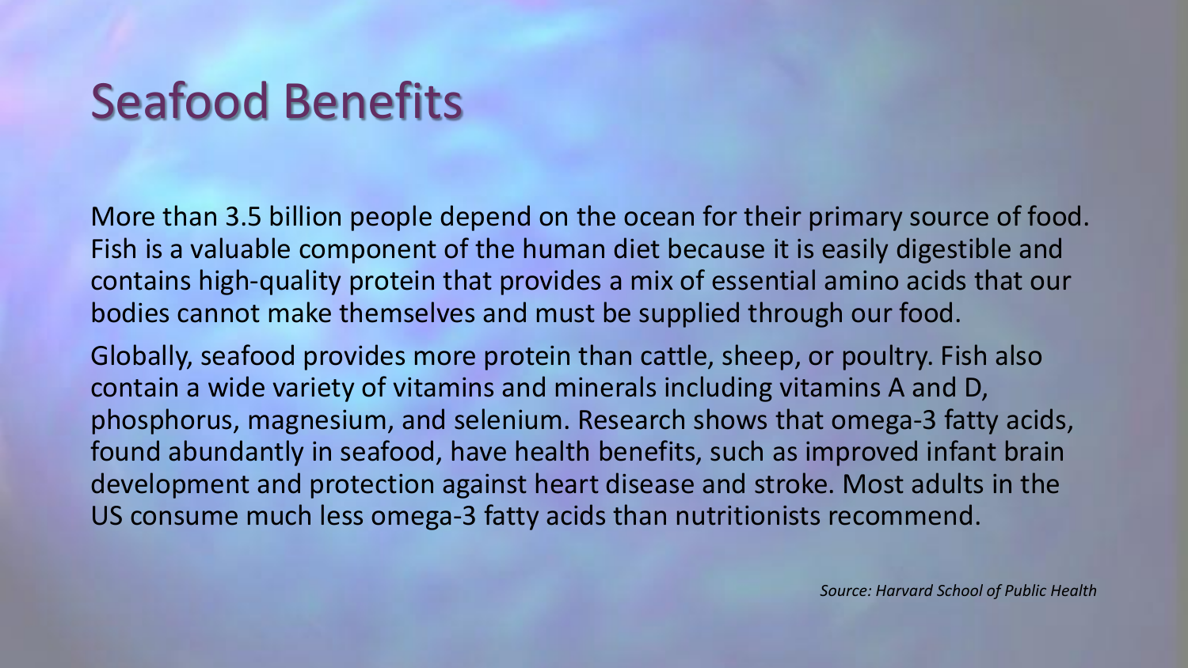# Seafood Benefits

More than 3.5 billion people depend on the ocean for their primary source of food. Fish is a valuable component of the human diet because it is easily digestible and contains high-quality protein that provides a mix of essential amino acids that our bodies cannot make themselves and must be supplied through our food.

Globally, seafood provides more protein than cattle, sheep, or poultry. Fish also contain a wide variety of vitamins and minerals including vitamins A and D, phosphorus, magnesium, and selenium. Research shows that omega-3 fatty acids, found abundantly in seafood, have health benefits, such as improved infant brain development and protection against heart disease and stroke. Most adults in the US consume much less omega-3 fatty acids than nutritionists recommend.

*Source: Harvard School of Public Health*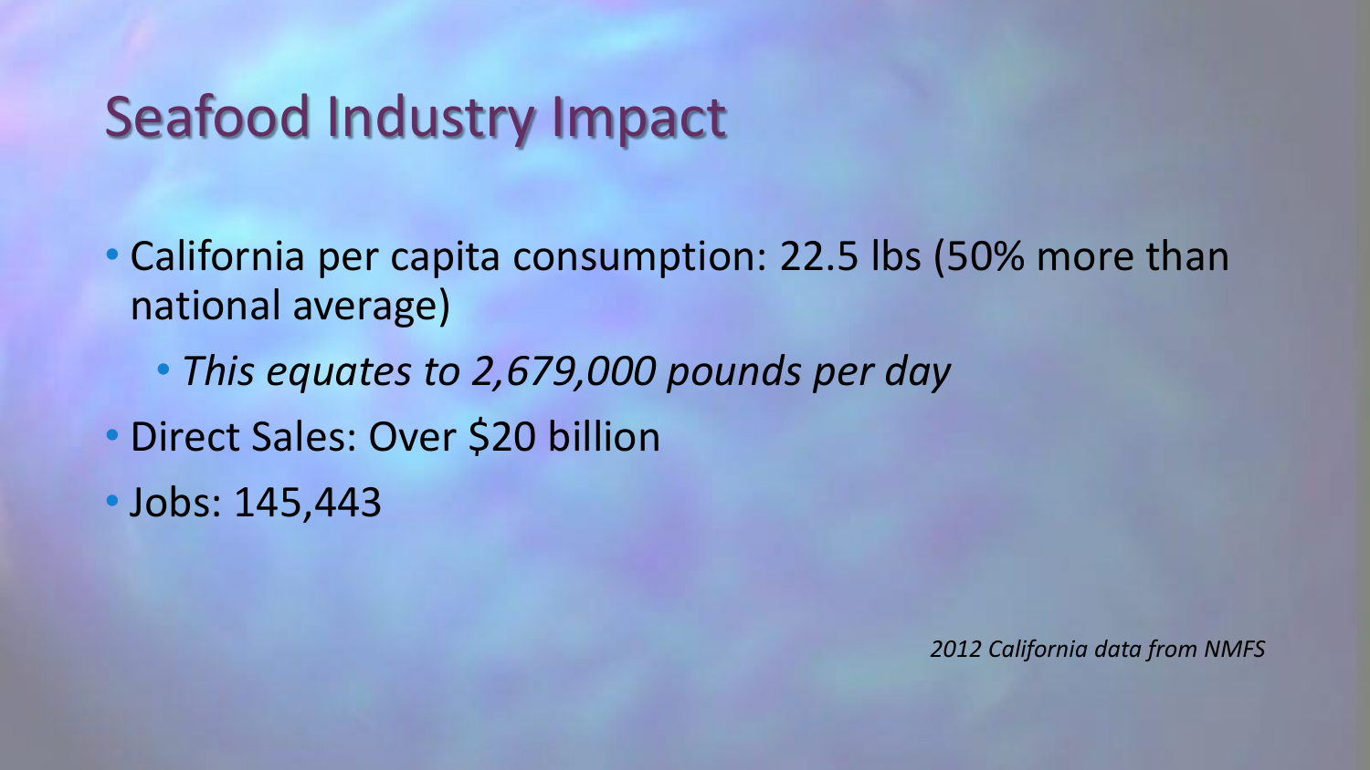# Seafood Industry Impact

- California per capita consumption: 22.5 lbs (50% more than national average)
  - *This equates to 2,679,000 pounds per day*
- Direct Sales: Over $20 billion
- Jobs: 145,443

*2012 California data from NMFS*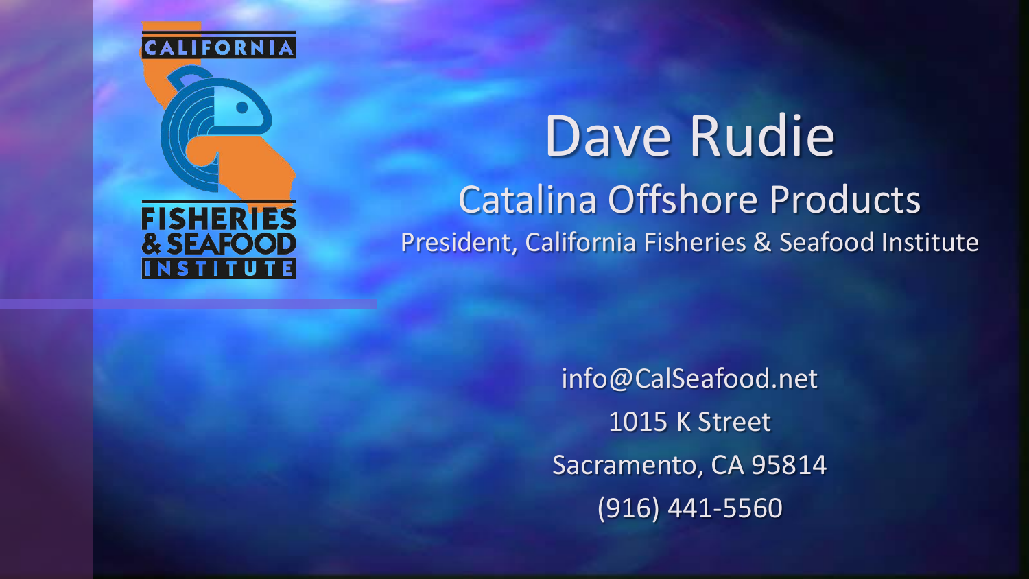CALIFORNIA FISHERIES & SEAFOOD INSTITUTE

# Dave Rudie

## Catalina Offshore Products

President, California Fisheries & Seafood Institute

info@CalSeafood.net

1015 K Street

Sacramento, CA 95814

(916) 441-5560